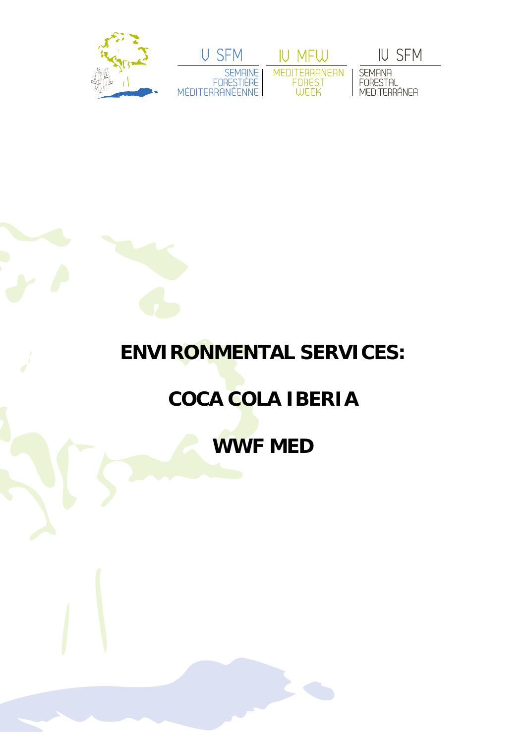IV SFM — SEMAINE FORESTIÈRE MÉDITERRANÉENNE | IV MFW — MEDITERRANEAN FOREST WEEK | IV SFM — SEMANA FORESTAL MEDITERRÁNEA

# ENVIRONMENTAL SERVICES:

# COCA COLA IBERIA

# WWF MED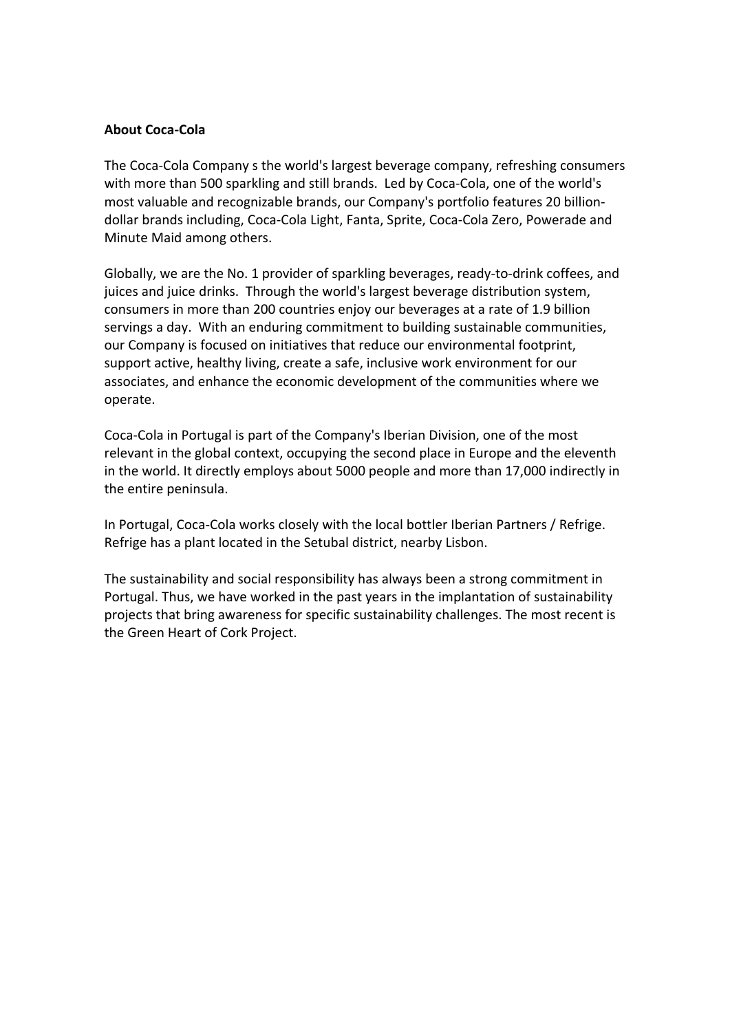**About Coca-Cola**

The Coca-Cola Company s the world's largest beverage company, refreshing consumers with more than 500 sparkling and still brands. Led by Coca-Cola, one of the world's most valuable and recognizable brands, our Company's portfolio features 20 billion-dollar brands including, Coca-Cola Light, Fanta, Sprite, Coca-Cola Zero, Powerade and Minute Maid among others.

Globally, we are the No. 1 provider of sparkling beverages, ready-to-drink coffees, and juices and juice drinks. Through the world's largest beverage distribution system, consumers in more than 200 countries enjoy our beverages at a rate of 1.9 billion servings a day. With an enduring commitment to building sustainable communities, our Company is focused on initiatives that reduce our environmental footprint, support active, healthy living, create a safe, inclusive work environment for our associates, and enhance the economic development of the communities where we operate.

Coca-Cola in Portugal is part of the Company's Iberian Division, one of the most relevant in the global context, occupying the second place in Europe and the eleventh in the world. It directly employs about 5000 people and more than 17,000 indirectly in the entire peninsula.

In Portugal, Coca-Cola works closely with the local bottler Iberian Partners / Refrige. Refrige has a plant located in the Setubal district, nearby Lisbon.

The sustainability and social responsibility has always been a strong commitment in Portugal. Thus, we have worked in the past years in the implantation of sustainability projects that bring awareness for specific sustainability challenges. The most recent is the Green Heart of Cork Project.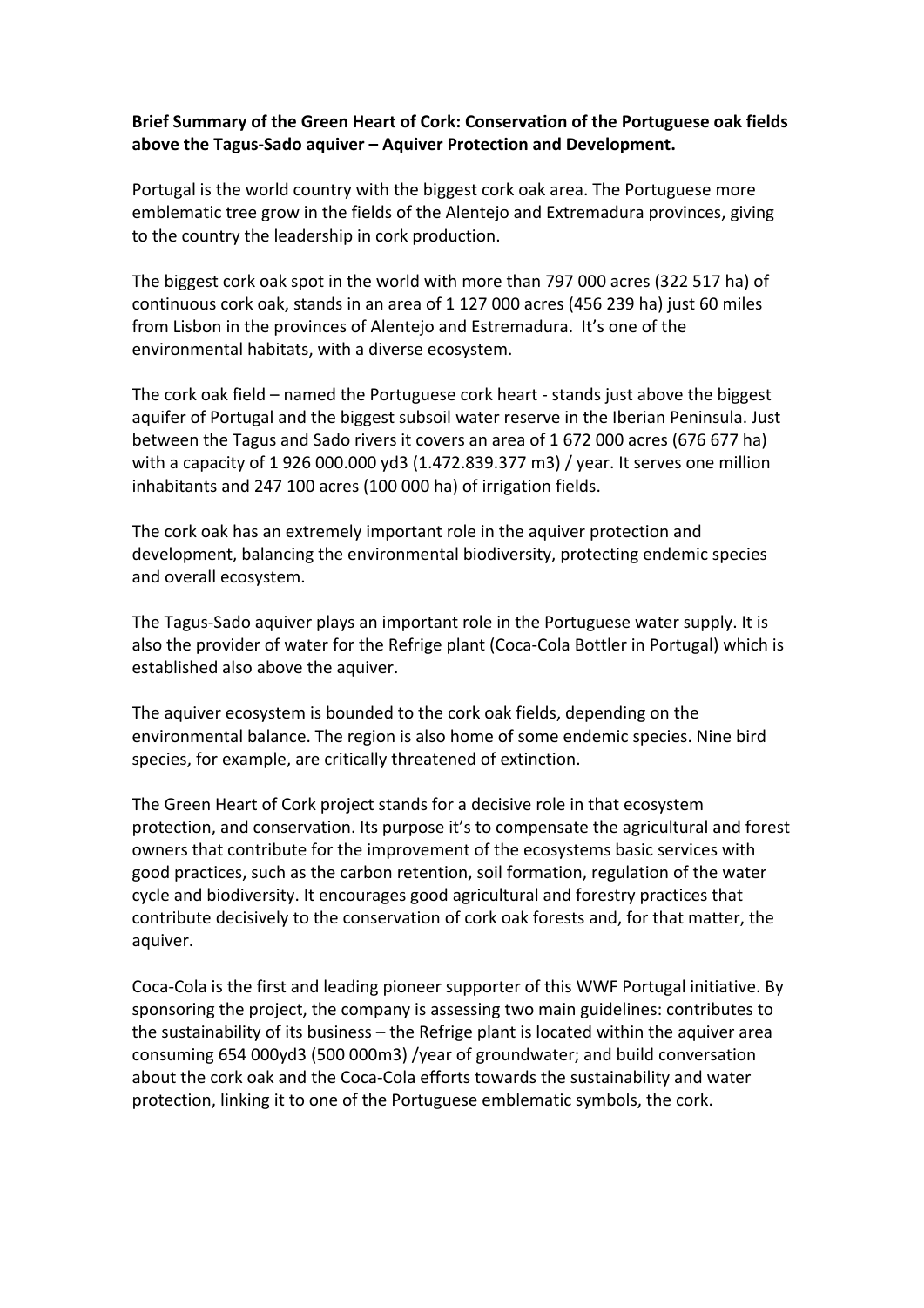**Brief Summary of the Green Heart of Cork: Conservation of the Portuguese oak fields above the Tagus-Sado aquiver – Aquiver Protection and Development.**

Portugal is the world country with the biggest cork oak area. The Portuguese more emblematic tree grow in the fields of the Alentejo and Extremadura provinces, giving to the country the leadership in cork production.

The biggest cork oak spot in the world with more than 797 000 acres (322 517 ha) of continuous cork oak, stands in an area of 1 127 000 acres (456 239 ha) just 60 miles from Lisbon in the provinces of Alentejo and Estremadura. It's one of the environmental habitats, with a diverse ecosystem.

The cork oak field – named the Portuguese cork heart - stands just above the biggest aquifer of Portugal and the biggest subsoil water reserve in the Iberian Peninsula. Just between the Tagus and Sado rivers it covers an area of 1 672 000 acres (676 677 ha) with a capacity of 1 926 000.000 yd3 (1.472.839.377 m3) / year. It serves one million inhabitants and 247 100 acres (100 000 ha) of irrigation fields.

The cork oak has an extremely important role in the aquiver protection and development, balancing the environmental biodiversity, protecting endemic species and overall ecosystem.

The Tagus-Sado aquiver plays an important role in the Portuguese water supply. It is also the provider of water for the Refrige plant (Coca-Cola Bottler in Portugal) which is established also above the aquiver.

The aquiver ecosystem is bounded to the cork oak fields, depending on the environmental balance. The region is also home of some endemic species. Nine bird species, for example, are critically threatened of extinction.

The Green Heart of Cork project stands for a decisive role in that ecosystem protection, and conservation. Its purpose it's to compensate the agricultural and forest owners that contribute for the improvement of the ecosystems basic services with good practices, such as the carbon retention, soil formation, regulation of the water cycle and biodiversity. It encourages good agricultural and forestry practices that contribute decisively to the conservation of cork oak forests and, for that matter, the aquiver.

Coca-Cola is the first and leading pioneer supporter of this WWF Portugal initiative. By sponsoring the project, the company is assessing two main guidelines: contributes to the sustainability of its business – the Refrige plant is located within the aquiver area consuming 654 000yd3 (500 000m3) /year of groundwater; and build conversation about the cork oak and the Coca-Cola efforts towards the sustainability and water protection, linking it to one of the Portuguese emblematic symbols, the cork.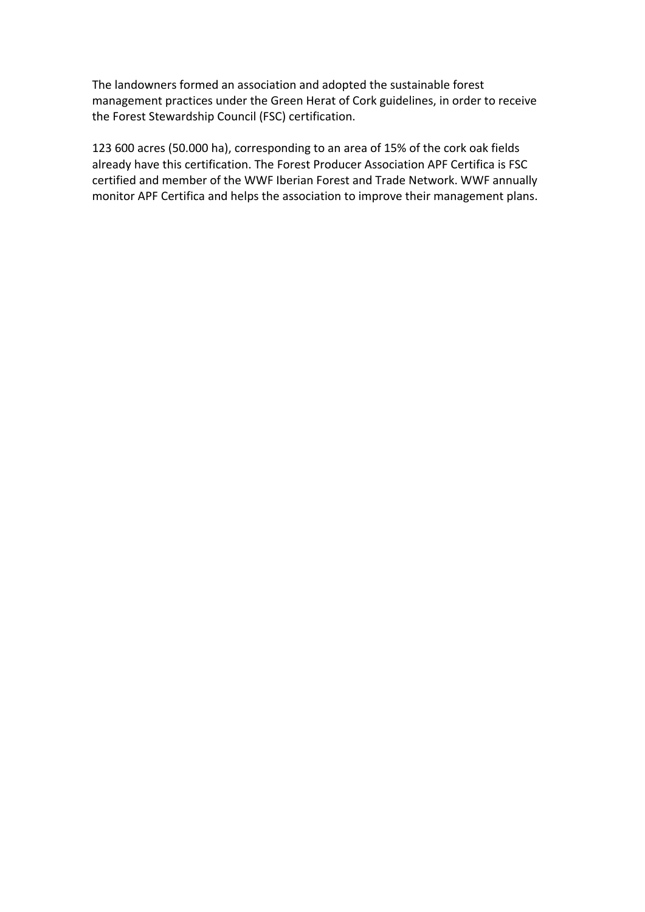The landowners formed an association and adopted the sustainable forest management practices under the Green Herat of Cork guidelines, in order to receive the Forest Stewardship Council (FSC) certification.

123 600 acres (50.000 ha), corresponding to an area of 15% of the cork oak fields already have this certification. The Forest Producer Association APF Certifica is FSC certified and member of the WWF Iberian Forest and Trade Network. WWF annually monitor APF Certifica and helps the association to improve their management plans.